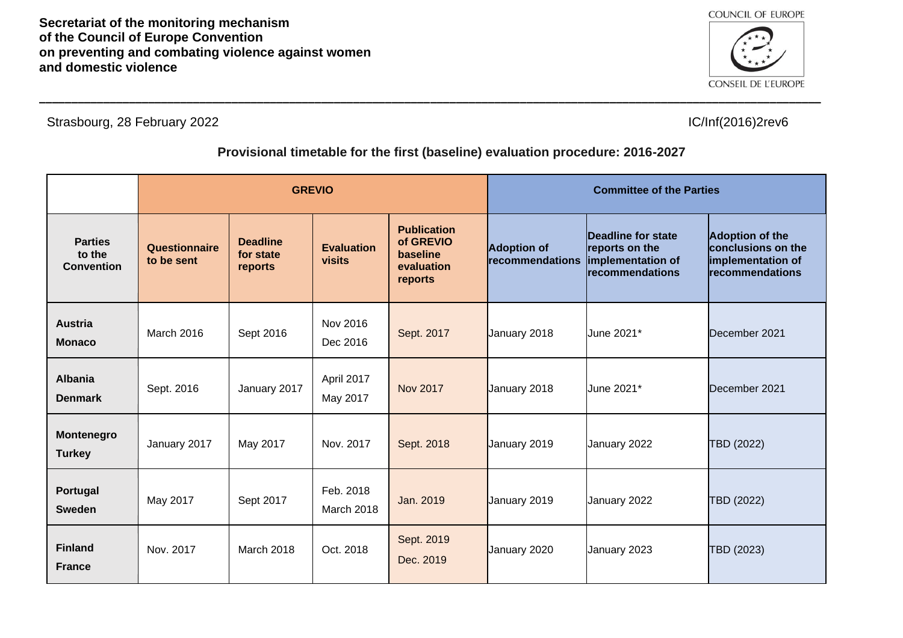**Secretariat of the monitoring mechanism of the Council of Europe Convention on preventing and combating violence against women and domestic violence**

Strasbourg, 28 February 2022

IC/Inf(2016)2rev6

## Provisional timetable for the first (baseline) evaluation procedure: 2016-2027

| | GREVIO | | | | Committee of the Parties | | |
|---|---|---|---|---|---|---|---|
| **Parties to the Convention** | **Questionnaire to be sent** | **Deadline for state reports** | **Evaluation visits** | **Publication of GREVIO baseline evaluation reports** | **Adoption of recommendations** | **Deadline for state reports on the implementation of recommendations** | **Adoption of the conclusions on the implementation of recommendations** |
| **Austria**<br>**Monaco** | March 2016 | Sept 2016 | Nov 2016<br>Dec 2016 | Sept. 2017 | January 2018 | June 2021* | December 2021 |
| **Albania**<br>**Denmark** | Sept. 2016 | January 2017 | April 2017<br>May 2017 | Nov 2017 | January 2018 | June 2021* | December 2021 |
| **Montenegro**<br>**Turkey** | January 2017 | May 2017 | Nov. 2017 | Sept. 2018 | January 2019 | January 2022 | TBD (2022) |
| **Portugal**<br>**Sweden** | May 2017 | Sept 2017 | Feb. 2018<br>March 2018 | Jan. 2019 | January 2019 | January 2022 | TBD (2022) |
| **Finland**<br>**France** | Nov. 2017 | March 2018 | Oct. 2018 | Sept. 2019<br>Dec. 2019 | January 2020 | January 2023 | TBD (2023) |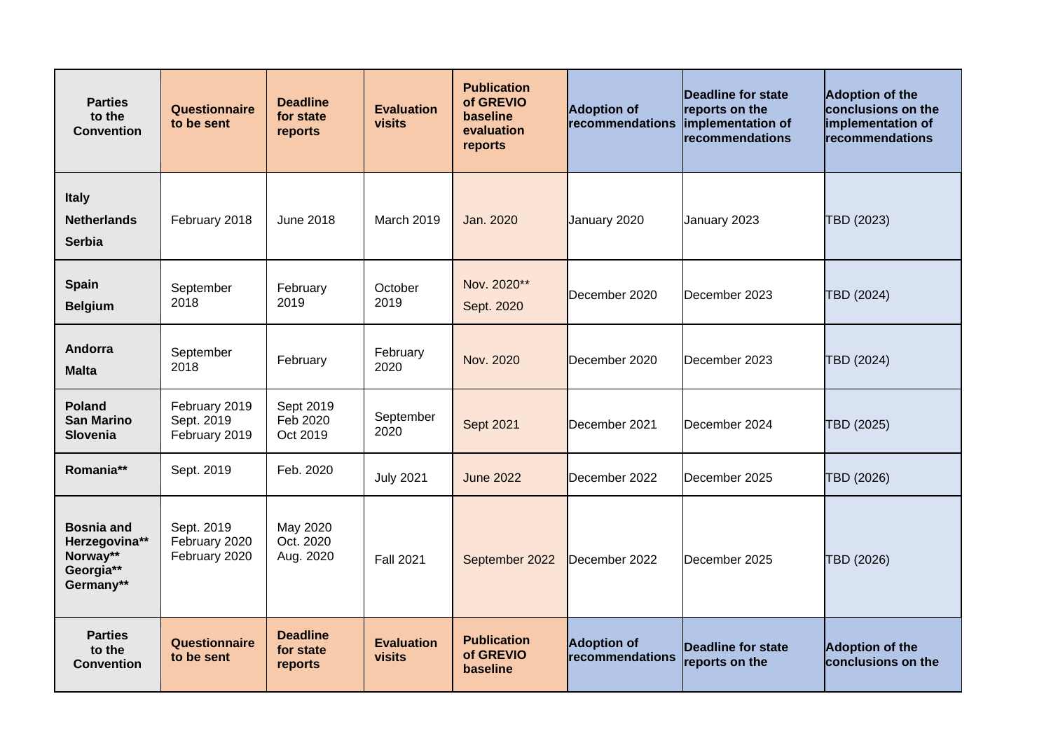| Parties to the Convention | Questionnaire to be sent | Deadline for state reports | Evaluation visits | Publication of GREVIO baseline evaluation reports | Adoption of recommendations | Deadline for state reports on the implementation of recommendations | Adoption of the conclusions on the implementation of recommendations |
|---|---|---|---|---|---|---|---|
| **Italy**<br>**Netherlands**<br>**Serbia** | February 2018 | June 2018 | March 2019 | Jan. 2020 | January 2020 | January 2023 | TBD (2023) |
| **Spain**<br>**Belgium** | September 2018 | February 2019 | October 2019 | Nov. 2020**<br>Sept. 2020 | December 2020 | December 2023 | TBD (2024) |
| **Andorra**<br>**Malta** | September 2018 | February | February 2020 | Nov. 2020 | December 2020 | December 2023 | TBD (2024) |
| **Poland**<br>**San Marino**<br>**Slovenia** | February 2019<br>Sept. 2019<br>February 2019 | Sept 2019<br>Feb 2020<br>Oct 2019 | September 2020 | Sept 2021 | December 2021 | December 2024 | TBD (2025) |
| **Romania**** | Sept. 2019 | Feb. 2020 | July 2021 | June 2022 | December 2022 | December 2025 | TBD (2026) |
| **Bosnia and Herzegovina****<br>**Norway****<br>**Georgia****<br>**Germany**** | Sept. 2019<br>February 2020<br>February 2020 | May 2020<br>Oct. 2020<br>Aug. 2020 | Fall 2021 | September 2022 | December 2022 | December 2025 | TBD (2026) |
| **Parties to the Convention** | **Questionnaire to be sent** | **Deadline for state reports** | **Evaluation visits** | **Publication of GREVIO baseline** | **Adoption of recommendations** | **Deadline for state reports on the** | **Adoption of the conclusions on the** |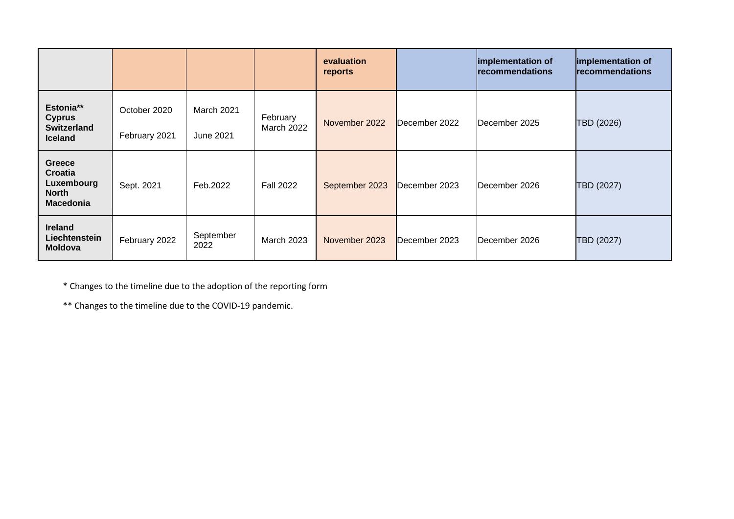| | | | | evaluation reports | | implementation of recommendations | implementation of recommendations |
|---|---|---|---|---|---|---|---|
| **Estonia**** **Cyprus** **Switzerland** **Iceland** | October 2020 February 2021 | March 2021 June 2021 | February March 2022 | November 2022 | December 2022 | December 2025 | TBD (2026) |
| **Greece** **Croatia** **Luxembourg** **North Macedonia** | Sept. 2021 | Feb.2022 | Fall 2022 | September 2023 | December 2023 | December 2026 | TBD (2027) |
| **Ireland** **Liechtenstein** **Moldova** | February 2022 | September 2022 | March 2023 | November 2023 | December 2023 | December 2026 | TBD (2027) |

* Changes to the timeline due to the adoption of the reporting form

** Changes to the timeline due to the COVID-19 pandemic.